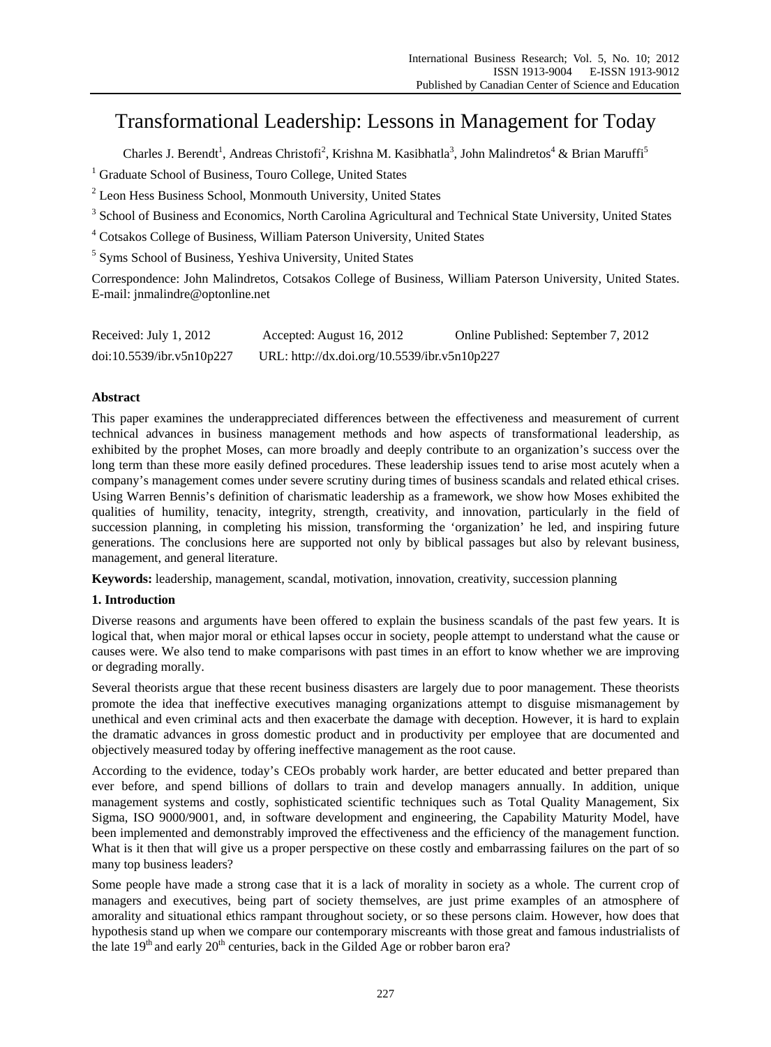# Transformational Leadership: Lessons in Management for Today

Charles J. Berendt[1], Andreas Christofi[2], Krishna M. Kasibhatla[3], John Malindretos[4] & Brian Maruffi[5]

[1] Graduate School of Business, Touro College, United States

[2] Leon Hess Business School, Monmouth University, United States

[3] School of Business and Economics, North Carolina Agricultural and Technical State University, United States

[4] Cotsakos College of Business, William Paterson University, United States

[5] Syms School of Business, Yeshiva University, United States

Correspondence: John Malindretos, Cotsakos College of Business, William Paterson University, United States. E-mail: jnmalindre@optonline.net

Received: July 1, 2012 Accepted: August 16, 2012 Online Published: September 7, 2012

doi:10.5539/ibr.v5n10p227 URL: http://dx.doi.org/10.5539/ibr.v5n10p227

**Abstract**

This paper examines the underappreciated differences between the effectiveness and measurement of current technical advances in business management methods and how aspects of transformational leadership, as exhibited by the prophet Moses, can more broadly and deeply contribute to an organization's success over the long term than these more easily defined procedures. These leadership issues tend to arise most acutely when a company's management comes under severe scrutiny during times of business scandals and related ethical crises. Using Warren Bennis's definition of charismatic leadership as a framework, we show how Moses exhibited the qualities of humility, tenacity, integrity, strength, creativity, and innovation, particularly in the field of succession planning, in completing his mission, transforming the 'organization' he led, and inspiring future generations. The conclusions here are supported not only by biblical passages but also by relevant business, management, and general literature.

**Keywords:** leadership, management, scandal, motivation, innovation, creativity, succession planning

## 1. Introduction

Diverse reasons and arguments have been offered to explain the business scandals of the past few years. It is logical that, when major moral or ethical lapses occur in society, people attempt to understand what the cause or causes were. We also tend to make comparisons with past times in an effort to know whether we are improving or degrading morally.

Several theorists argue that these recent business disasters are largely due to poor management. These theorists promote the idea that ineffective executives managing organizations attempt to disguise mismanagement by unethical and even criminal acts and then exacerbate the damage with deception. However, it is hard to explain the dramatic advances in gross domestic product and in productivity per employee that are documented and objectively measured today by offering ineffective management as the root cause.

According to the evidence, today's CEOs probably work harder, are better educated and better prepared than ever before, and spend billions of dollars to train and develop managers annually. In addition, unique management systems and costly, sophisticated scientific techniques such as Total Quality Management, Six Sigma, ISO 9000/9001, and, in software development and engineering, the Capability Maturity Model, have been implemented and demonstrably improved the effectiveness and the efficiency of the management function. What is it then that will give us a proper perspective on these costly and embarrassing failures on the part of so many top business leaders?

Some people have made a strong case that it is a lack of morality in society as a whole. The current crop of managers and executives, being part of society themselves, are just prime examples of an atmosphere of amorality and situational ethics rampant throughout society, or so these persons claim. However, how does that hypothesis stand up when we compare our contemporary miscreants with those great and famous industrialists of the late 19th and early 20th centuries, back in the Gilded Age or robber baron era?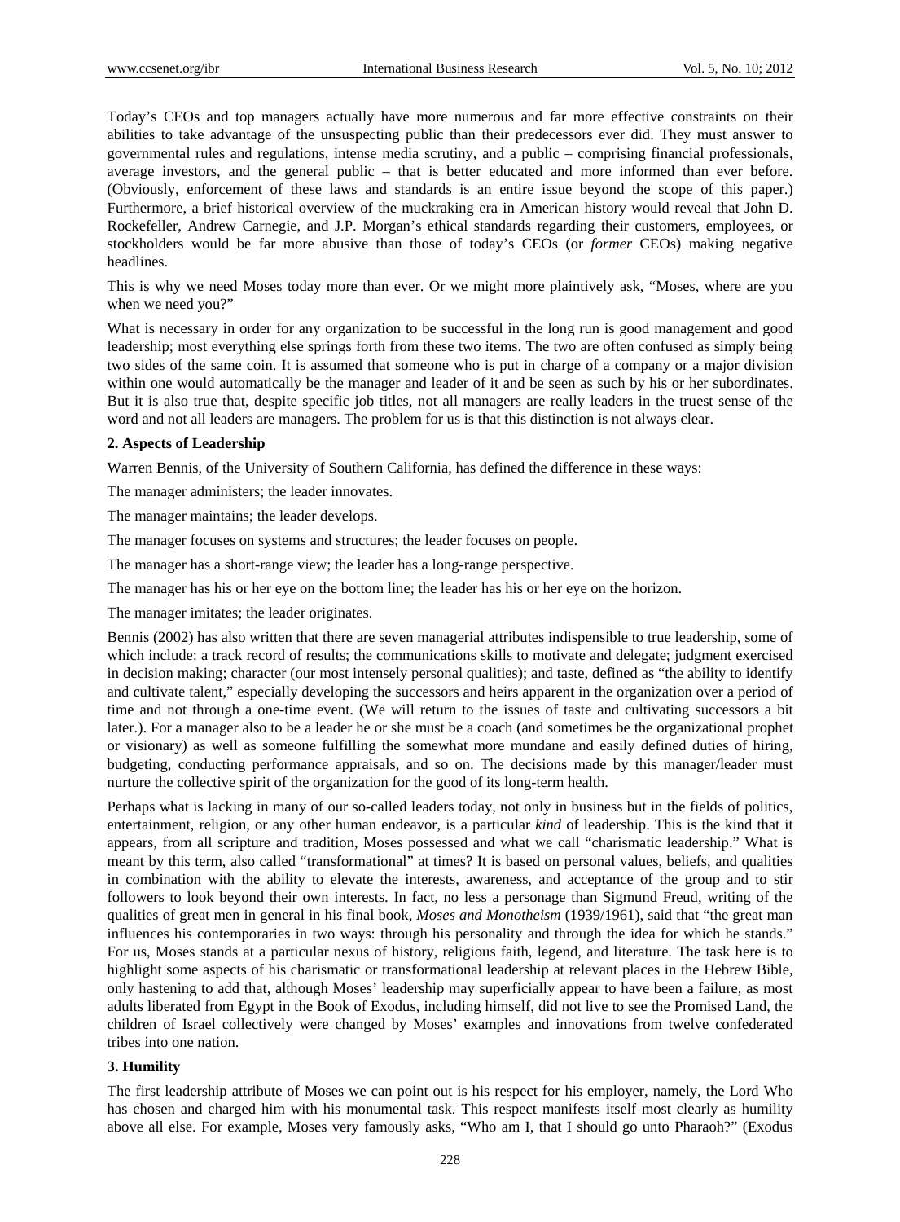Today's CEOs and top managers actually have more numerous and far more effective constraints on their abilities to take advantage of the unsuspecting public than their predecessors ever did. They must answer to governmental rules and regulations, intense media scrutiny, and a public – comprising financial professionals, average investors, and the general public – that is better educated and more informed than ever before. (Obviously, enforcement of these laws and standards is an entire issue beyond the scope of this paper.) Furthermore, a brief historical overview of the muckraking era in American history would reveal that John D. Rockefeller, Andrew Carnegie, and J.P. Morgan's ethical standards regarding their customers, employees, or stockholders would be far more abusive than those of today's CEOs (or *former* CEOs) making negative headlines.

This is why we need Moses today more than ever. Or we might more plaintively ask, "Moses, where are you when we need you?"

What is necessary in order for any organization to be successful in the long run is good management and good leadership; most everything else springs forth from these two items. The two are often confused as simply being two sides of the same coin. It is assumed that someone who is put in charge of a company or a major division within one would automatically be the manager and leader of it and be seen as such by his or her subordinates. But it is also true that, despite specific job titles, not all managers are really leaders in the truest sense of the word and not all leaders are managers. The problem for us is that this distinction is not always clear.

## 2. Aspects of Leadership

Warren Bennis, of the University of Southern California, has defined the difference in these ways:

The manager administers; the leader innovates.

The manager maintains; the leader develops.

The manager focuses on systems and structures; the leader focuses on people.

The manager has a short-range view; the leader has a long-range perspective.

The manager has his or her eye on the bottom line; the leader has his or her eye on the horizon.

The manager imitates; the leader originates.

Bennis (2002) has also written that there are seven managerial attributes indispensible to true leadership, some of which include: a track record of results; the communications skills to motivate and delegate; judgment exercised in decision making; character (our most intensely personal qualities); and taste, defined as "the ability to identify and cultivate talent," especially developing the successors and heirs apparent in the organization over a period of time and not through a one-time event. (We will return to the issues of taste and cultivating successors a bit later.). For a manager also to be a leader he or she must be a coach (and sometimes be the organizational prophet or visionary) as well as someone fulfilling the somewhat more mundane and easily defined duties of hiring, budgeting, conducting performance appraisals, and so on. The decisions made by this manager/leader must nurture the collective spirit of the organization for the good of its long-term health.

Perhaps what is lacking in many of our so-called leaders today, not only in business but in the fields of politics, entertainment, religion, or any other human endeavor, is a particular *kind* of leadership. This is the kind that it appears, from all scripture and tradition, Moses possessed and what we call "charismatic leadership." What is meant by this term, also called "transformational" at times? It is based on personal values, beliefs, and qualities in combination with the ability to elevate the interests, awareness, and acceptance of the group and to stir followers to look beyond their own interests. In fact, no less a personage than Sigmund Freud, writing of the qualities of great men in general in his final book, *Moses and Monotheism* (1939/1961), said that "the great man influences his contemporaries in two ways: through his personality and through the idea for which he stands." For us, Moses stands at a particular nexus of history, religious faith, legend, and literature. The task here is to highlight some aspects of his charismatic or transformational leadership at relevant places in the Hebrew Bible, only hastening to add that, although Moses' leadership may superficially appear to have been a failure, as most adults liberated from Egypt in the Book of Exodus, including himself, did not live to see the Promised Land, the children of Israel collectively were changed by Moses' examples and innovations from twelve confederated tribes into one nation.

## 3. Humility

The first leadership attribute of Moses we can point out is his respect for his employer, namely, the Lord Who has chosen and charged him with his monumental task. This respect manifests itself most clearly as humility above all else. For example, Moses very famously asks, "Who am I, that I should go unto Pharaoh?" (Exodus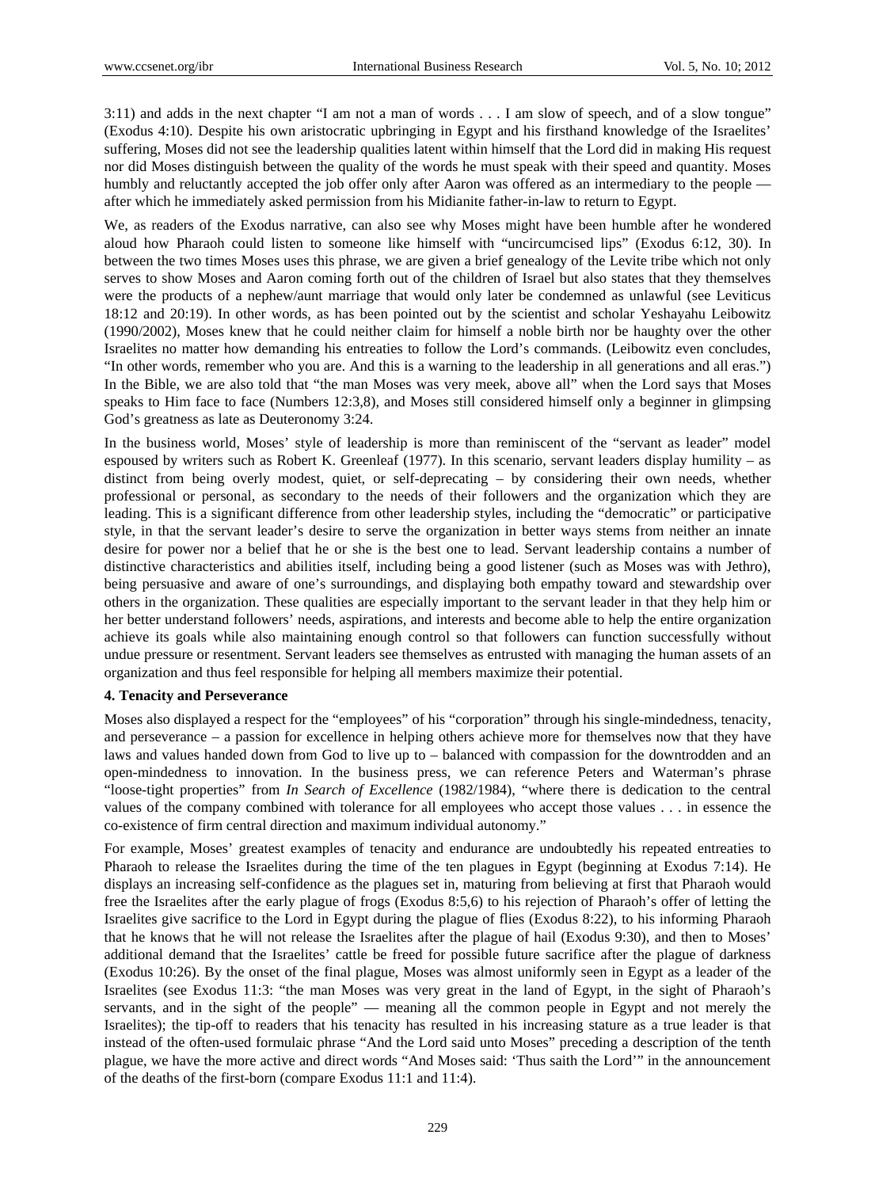3:11) and adds in the next chapter "I am not a man of words . . . I am slow of speech, and of a slow tongue" (Exodus 4:10). Despite his own aristocratic upbringing in Egypt and his firsthand knowledge of the Israelites' suffering, Moses did not see the leadership qualities latent within himself that the Lord did in making His request nor did Moses distinguish between the quality of the words he must speak with their speed and quantity. Moses humbly and reluctantly accepted the job offer only after Aaron was offered as an intermediary to the people — after which he immediately asked permission from his Midianite father-in-law to return to Egypt.

We, as readers of the Exodus narrative, can also see why Moses might have been humble after he wondered aloud how Pharaoh could listen to someone like himself with "uncircumcised lips" (Exodus 6:12, 30). In between the two times Moses uses this phrase, we are given a brief genealogy of the Levite tribe which not only serves to show Moses and Aaron coming forth out of the children of Israel but also states that they themselves were the products of a nephew/aunt marriage that would only later be condemned as unlawful (see Leviticus 18:12 and 20:19). In other words, as has been pointed out by the scientist and scholar Yeshayahu Leibowitz (1990/2002), Moses knew that he could neither claim for himself a noble birth nor be haughty over the other Israelites no matter how demanding his entreaties to follow the Lord's commands. (Leibowitz even concludes, "In other words, remember who you are. And this is a warning to the leadership in all generations and all eras.") In the Bible, we are also told that "the man Moses was very meek, above all" when the Lord says that Moses speaks to Him face to face (Numbers 12:3,8), and Moses still considered himself only a beginner in glimpsing God's greatness as late as Deuteronomy 3:24.

In the business world, Moses' style of leadership is more than reminiscent of the "servant as leader" model espoused by writers such as Robert K. Greenleaf (1977). In this scenario, servant leaders display humility – as distinct from being overly modest, quiet, or self-deprecating – by considering their own needs, whether professional or personal, as secondary to the needs of their followers and the organization which they are leading. This is a significant difference from other leadership styles, including the "democratic" or participative style, in that the servant leader's desire to serve the organization in better ways stems from neither an innate desire for power nor a belief that he or she is the best one to lead. Servant leadership contains a number of distinctive characteristics and abilities itself, including being a good listener (such as Moses was with Jethro), being persuasive and aware of one's surroundings, and displaying both empathy toward and stewardship over others in the organization. These qualities are especially important to the servant leader in that they help him or her better understand followers' needs, aspirations, and interests and become able to help the entire organization achieve its goals while also maintaining enough control so that followers can function successfully without undue pressure or resentment. Servant leaders see themselves as entrusted with managing the human assets of an organization and thus feel responsible for helping all members maximize their potential.

### 4. Tenacity and Perseverance

Moses also displayed a respect for the "employees" of his "corporation" through his single-mindedness, tenacity, and perseverance – a passion for excellence in helping others achieve more for themselves now that they have laws and values handed down from God to live up to – balanced with compassion for the downtrodden and an open-mindedness to innovation. In the business press, we can reference Peters and Waterman's phrase "loose-tight properties" from *In Search of Excellence* (1982/1984), "where there is dedication to the central values of the company combined with tolerance for all employees who accept those values . . . in essence the co-existence of firm central direction and maximum individual autonomy."

For example, Moses' greatest examples of tenacity and endurance are undoubtedly his repeated entreaties to Pharaoh to release the Israelites during the time of the ten plagues in Egypt (beginning at Exodus 7:14). He displays an increasing self-confidence as the plagues set in, maturing from believing at first that Pharaoh would free the Israelites after the early plague of frogs (Exodus 8:5,6) to his rejection of Pharaoh's offer of letting the Israelites give sacrifice to the Lord in Egypt during the plague of flies (Exodus 8:22), to his informing Pharaoh that he knows that he will not release the Israelites after the plague of hail (Exodus 9:30), and then to Moses' additional demand that the Israelites' cattle be freed for possible future sacrifice after the plague of darkness (Exodus 10:26). By the onset of the final plague, Moses was almost uniformly seen in Egypt as a leader of the Israelites (see Exodus 11:3: "the man Moses was very great in the land of Egypt, in the sight of Pharaoh's servants, and in the sight of the people" — meaning all the common people in Egypt and not merely the Israelites); the tip-off to readers that his tenacity has resulted in his increasing stature as a true leader is that instead of the often-used formulaic phrase "And the Lord said unto Moses" preceding a description of the tenth plague, we have the more active and direct words "And Moses said: 'Thus saith the Lord'" in the announcement of the deaths of the first-born (compare Exodus 11:1 and 11:4).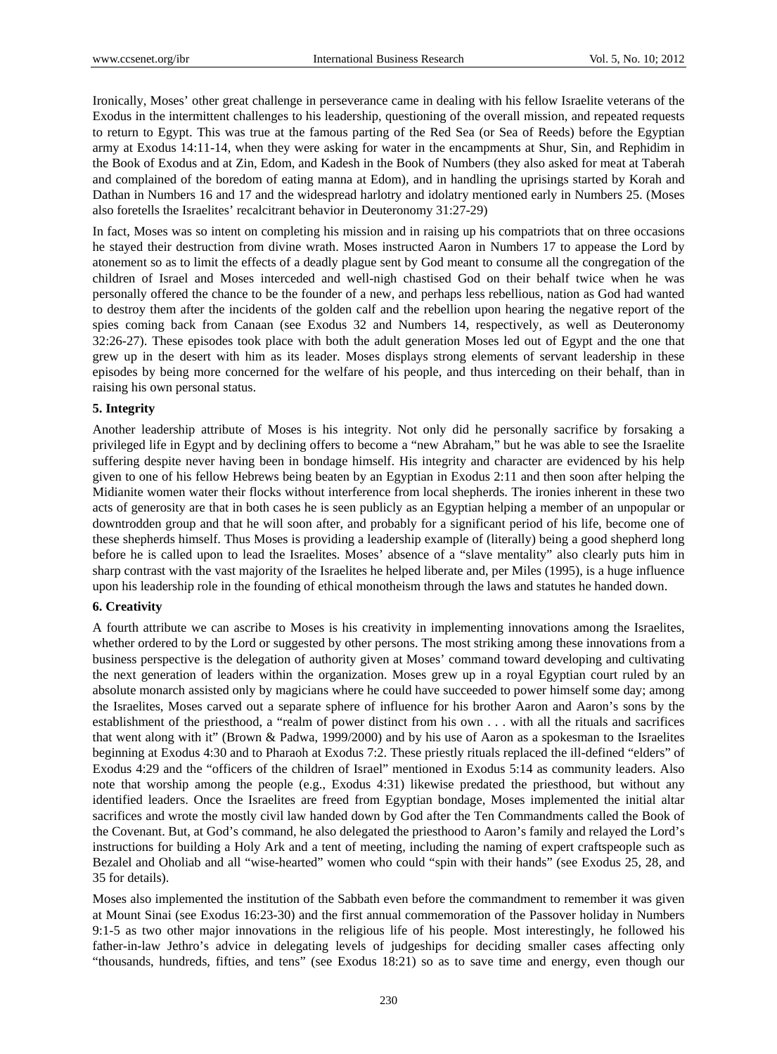Ironically, Moses' other great challenge in perseverance came in dealing with his fellow Israelite veterans of the Exodus in the intermittent challenges to his leadership, questioning of the overall mission, and repeated requests to return to Egypt. This was true at the famous parting of the Red Sea (or Sea of Reeds) before the Egyptian army at Exodus 14:11-14, when they were asking for water in the encampments at Shur, Sin, and Rephidim in the Book of Exodus and at Zin, Edom, and Kadesh in the Book of Numbers (they also asked for meat at Taberah and complained of the boredom of eating manna at Edom), and in handling the uprisings started by Korah and Dathan in Numbers 16 and 17 and the widespread harlotry and idolatry mentioned early in Numbers 25. (Moses also foretells the Israelites' recalcitrant behavior in Deuteronomy 31:27-29)

In fact, Moses was so intent on completing his mission and in raising up his compatriots that on three occasions he stayed their destruction from divine wrath. Moses instructed Aaron in Numbers 17 to appease the Lord by atonement so as to limit the effects of a deadly plague sent by God meant to consume all the congregation of the children of Israel and Moses interceded and well-nigh chastised God on their behalf twice when he was personally offered the chance to be the founder of a new, and perhaps less rebellious, nation as God had wanted to destroy them after the incidents of the golden calf and the rebellion upon hearing the negative report of the spies coming back from Canaan (see Exodus 32 and Numbers 14, respectively, as well as Deuteronomy 32:26-27). These episodes took place with both the adult generation Moses led out of Egypt and the one that grew up in the desert with him as its leader. Moses displays strong elements of servant leadership in these episodes by being more concerned for the welfare of his people, and thus interceding on their behalf, than in raising his own personal status.

### 5. Integrity

Another leadership attribute of Moses is his integrity. Not only did he personally sacrifice by forsaking a privileged life in Egypt and by declining offers to become a "new Abraham," but he was able to see the Israelite suffering despite never having been in bondage himself. His integrity and character are evidenced by his help given to one of his fellow Hebrews being beaten by an Egyptian in Exodus 2:11 and then soon after helping the Midianite women water their flocks without interference from local shepherds. The ironies inherent in these two acts of generosity are that in both cases he is seen publicly as an Egyptian helping a member of an unpopular or downtrodden group and that he will soon after, and probably for a significant period of his life, become one of these shepherds himself. Thus Moses is providing a leadership example of (literally) being a good shepherd long before he is called upon to lead the Israelites. Moses' absence of a "slave mentality" also clearly puts him in sharp contrast with the vast majority of the Israelites he helped liberate and, per Miles (1995), is a huge influence upon his leadership role in the founding of ethical monotheism through the laws and statutes he handed down.

### 6. Creativity

A fourth attribute we can ascribe to Moses is his creativity in implementing innovations among the Israelites, whether ordered to by the Lord or suggested by other persons. The most striking among these innovations from a business perspective is the delegation of authority given at Moses' command toward developing and cultivating the next generation of leaders within the organization. Moses grew up in a royal Egyptian court ruled by an absolute monarch assisted only by magicians where he could have succeeded to power himself some day; among the Israelites, Moses carved out a separate sphere of influence for his brother Aaron and Aaron's sons by the establishment of the priesthood, a "realm of power distinct from his own . . . with all the rituals and sacrifices that went along with it" (Brown & Padwa, 1999/2000) and by his use of Aaron as a spokesman to the Israelites beginning at Exodus 4:30 and to Pharaoh at Exodus 7:2. These priestly rituals replaced the ill-defined "elders" of Exodus 4:29 and the "officers of the children of Israel" mentioned in Exodus 5:14 as community leaders. Also note that worship among the people (e.g., Exodus 4:31) likewise predated the priesthood, but without any identified leaders. Once the Israelites are freed from Egyptian bondage, Moses implemented the initial altar sacrifices and wrote the mostly civil law handed down by God after the Ten Commandments called the Book of the Covenant. But, at God's command, he also delegated the priesthood to Aaron's family and relayed the Lord's instructions for building a Holy Ark and a tent of meeting, including the naming of expert craftspeople such as Bezalel and Oholiab and all "wise-hearted" women who could "spin with their hands" (see Exodus 25, 28, and 35 for details).

Moses also implemented the institution of the Sabbath even before the commandment to remember it was given at Mount Sinai (see Exodus 16:23-30) and the first annual commemoration of the Passover holiday in Numbers 9:1-5 as two other major innovations in the religious life of his people. Most interestingly, he followed his father-in-law Jethro's advice in delegating levels of judgeships for deciding smaller cases affecting only "thousands, hundreds, fifties, and tens" (see Exodus 18:21) so as to save time and energy, even though our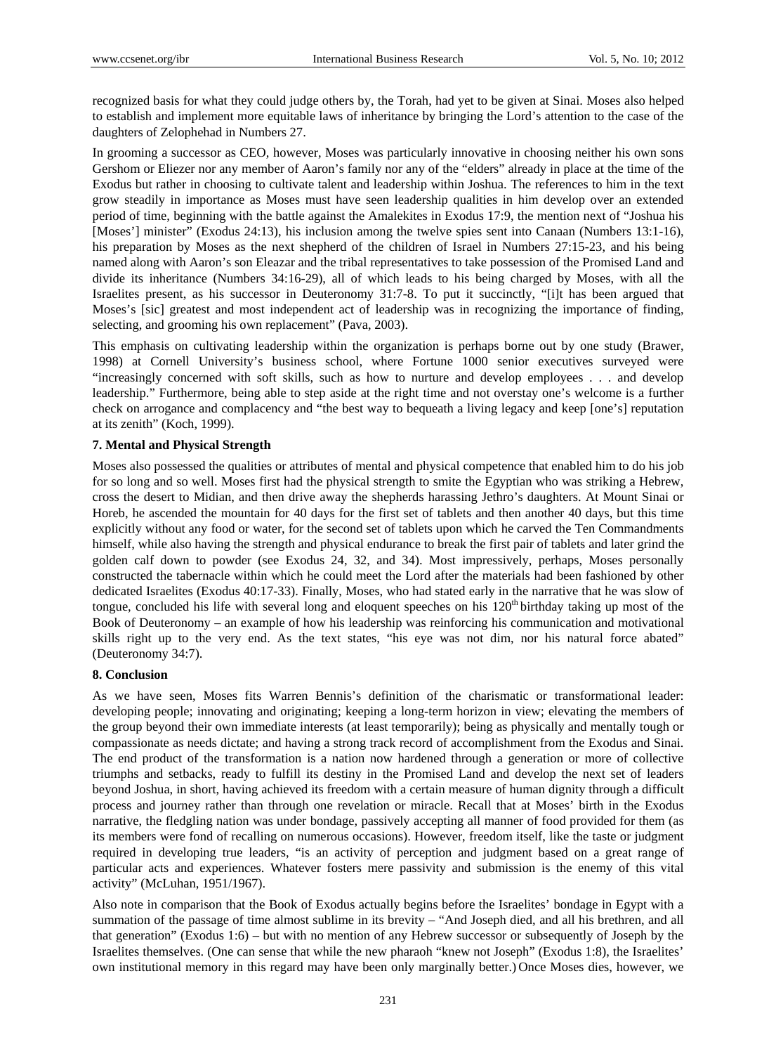recognized basis for what they could judge others by, the Torah, had yet to be given at Sinai. Moses also helped to establish and implement more equitable laws of inheritance by bringing the Lord's attention to the case of the daughters of Zelophehad in Numbers 27.

In grooming a successor as CEO, however, Moses was particularly innovative in choosing neither his own sons Gershom or Eliezer nor any member of Aaron's family nor any of the "elders" already in place at the time of the Exodus but rather in choosing to cultivate talent and leadership within Joshua. The references to him in the text grow steadily in importance as Moses must have seen leadership qualities in him develop over an extended period of time, beginning with the battle against the Amalekites in Exodus 17:9, the mention next of "Joshua his [Moses'] minister" (Exodus 24:13), his inclusion among the twelve spies sent into Canaan (Numbers 13:1-16), his preparation by Moses as the next shepherd of the children of Israel in Numbers 27:15-23, and his being named along with Aaron's son Eleazar and the tribal representatives to take possession of the Promised Land and divide its inheritance (Numbers 34:16-29), all of which leads to his being charged by Moses, with all the Israelites present, as his successor in Deuteronomy 31:7-8. To put it succinctly, "[i]t has been argued that Moses's [sic] greatest and most independent act of leadership was in recognizing the importance of finding, selecting, and grooming his own replacement" (Pava, 2003).

This emphasis on cultivating leadership within the organization is perhaps borne out by one study (Brawer, 1998) at Cornell University's business school, where Fortune 1000 senior executives surveyed were "increasingly concerned with soft skills, such as how to nurture and develop employees . . . and develop leadership." Furthermore, being able to step aside at the right time and not overstay one's welcome is a further check on arrogance and complacency and "the best way to bequeath a living legacy and keep [one's] reputation at its zenith" (Koch, 1999).

### 7. Mental and Physical Strength

Moses also possessed the qualities or attributes of mental and physical competence that enabled him to do his job for so long and so well. Moses first had the physical strength to smite the Egyptian who was striking a Hebrew, cross the desert to Midian, and then drive away the shepherds harassing Jethro's daughters. At Mount Sinai or Horeb, he ascended the mountain for 40 days for the first set of tablets and then another 40 days, but this time explicitly without any food or water, for the second set of tablets upon which he carved the Ten Commandments himself, while also having the strength and physical endurance to break the first pair of tablets and later grind the golden calf down to powder (see Exodus 24, 32, and 34). Most impressively, perhaps, Moses personally constructed the tabernacle within which he could meet the Lord after the materials had been fashioned by other dedicated Israelites (Exodus 40:17-33). Finally, Moses, who had stated early in the narrative that he was slow of tongue, concluded his life with several long and eloquent speeches on his 120th birthday taking up most of the Book of Deuteronomy – an example of how his leadership was reinforcing his communication and motivational skills right up to the very end. As the text states, "his eye was not dim, nor his natural force abated" (Deuteronomy 34:7).

### 8. Conclusion

As we have seen, Moses fits Warren Bennis's definition of the charismatic or transformational leader: developing people; innovating and originating; keeping a long-term horizon in view; elevating the members of the group beyond their own immediate interests (at least temporarily); being as physically and mentally tough or compassionate as needs dictate; and having a strong track record of accomplishment from the Exodus and Sinai. The end product of the transformation is a nation now hardened through a generation or more of collective triumphs and setbacks, ready to fulfill its destiny in the Promised Land and develop the next set of leaders beyond Joshua, in short, having achieved its freedom with a certain measure of human dignity through a difficult process and journey rather than through one revelation or miracle. Recall that at Moses' birth in the Exodus narrative, the fledgling nation was under bondage, passively accepting all manner of food provided for them (as its members were fond of recalling on numerous occasions). However, freedom itself, like the taste or judgment required in developing true leaders, "is an activity of perception and judgment based on a great range of particular acts and experiences. Whatever fosters mere passivity and submission is the enemy of this vital activity" (McLuhan, 1951/1967).

Also note in comparison that the Book of Exodus actually begins before the Israelites' bondage in Egypt with a summation of the passage of time almost sublime in its brevity – "And Joseph died, and all his brethren, and all that generation" (Exodus 1:6) – but with no mention of any Hebrew successor or subsequently of Joseph by the Israelites themselves. (One can sense that while the new pharaoh "knew not Joseph" (Exodus 1:8), the Israelites' own institutional memory in this regard may have been only marginally better.) Once Moses dies, however, we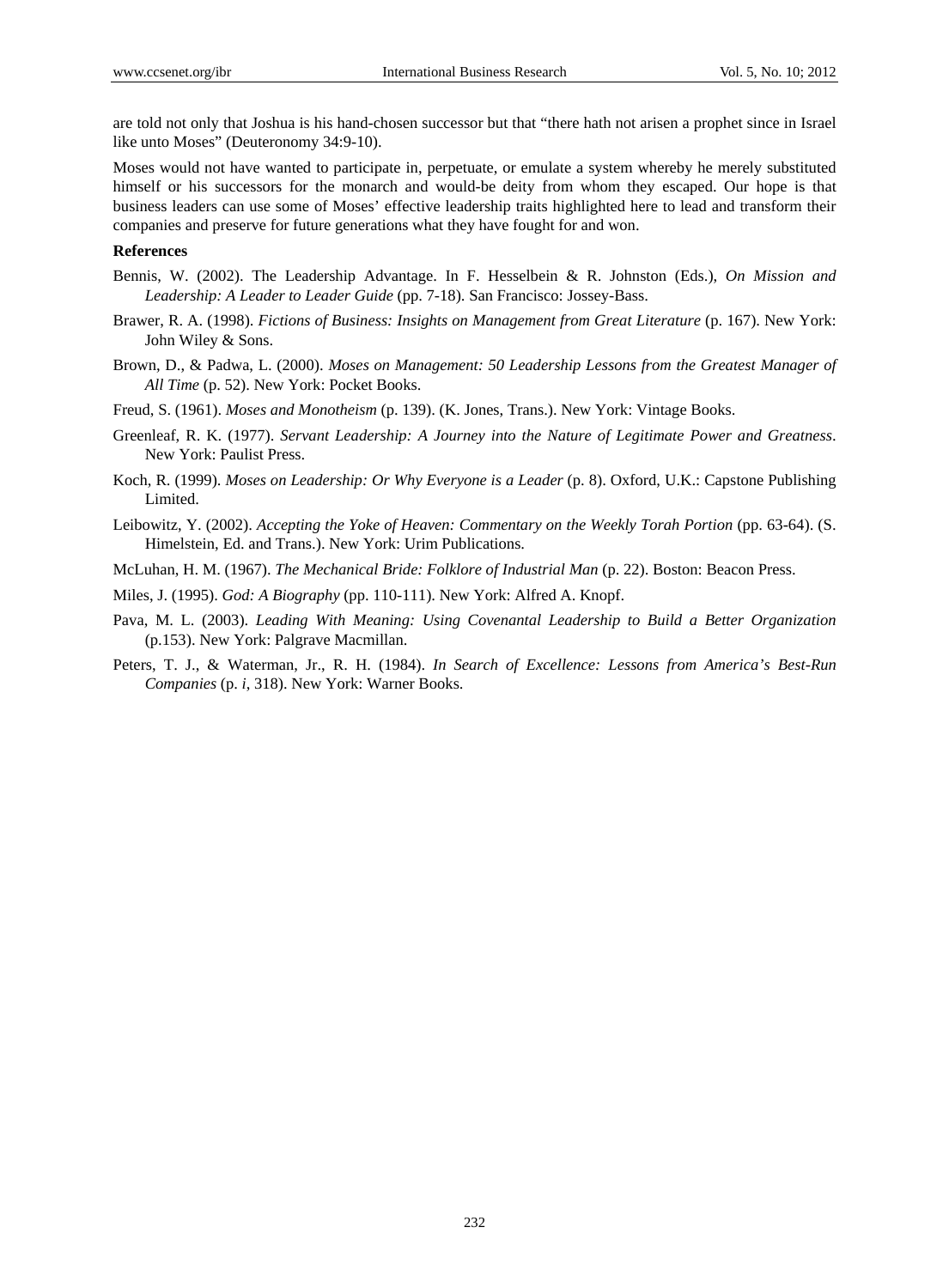are told not only that Joshua is his hand-chosen successor but that "there hath not arisen a prophet since in Israel like unto Moses" (Deuteronomy 34:9-10).

Moses would not have wanted to participate in, perpetuate, or emulate a system whereby he merely substituted himself or his successors for the monarch and would-be deity from whom they escaped. Our hope is that business leaders can use some of Moses' effective leadership traits highlighted here to lead and transform their companies and preserve for future generations what they have fought for and won.

**References**

Bennis, W. (2002). The Leadership Advantage. In F. Hesselbein & R. Johnston (Eds.), *On Mission and Leadership: A Leader to Leader Guide* (pp. 7-18). San Francisco: Jossey-Bass.

Brawer, R. A. (1998). *Fictions of Business: Insights on Management from Great Literature* (p. 167). New York: John Wiley & Sons.

Brown, D., & Padwa, L. (2000). *Moses on Management: 50 Leadership Lessons from the Greatest Manager of All Time* (p. 52). New York: Pocket Books.

Freud, S. (1961). *Moses and Monotheism* (p. 139). (K. Jones, Trans.). New York: Vintage Books.

Greenleaf, R. K. (1977). *Servant Leadership: A Journey into the Nature of Legitimate Power and Greatness*. New York: Paulist Press.

Koch, R. (1999). *Moses on Leadership: Or Why Everyone is a Leader* (p. 8). Oxford, U.K.: Capstone Publishing Limited.

Leibowitz, Y. (2002). *Accepting the Yoke of Heaven: Commentary on the Weekly Torah Portion* (pp. 63-64). (S. Himelstein, Ed. and Trans.). New York: Urim Publications.

McLuhan, H. M. (1967). *The Mechanical Bride: Folklore of Industrial Man* (p. 22). Boston: Beacon Press.

Miles, J. (1995). *God: A Biography* (pp. 110-111). New York: Alfred A. Knopf.

Pava, M. L. (2003). *Leading With Meaning: Using Covenantal Leadership to Build a Better Organization* (p.153). New York: Palgrave Macmillan.

Peters, T. J., & Waterman, Jr., R. H. (1984). *In Search of Excellence: Lessons from America's Best-Run Companies* (p. *i*, 318). New York: Warner Books.